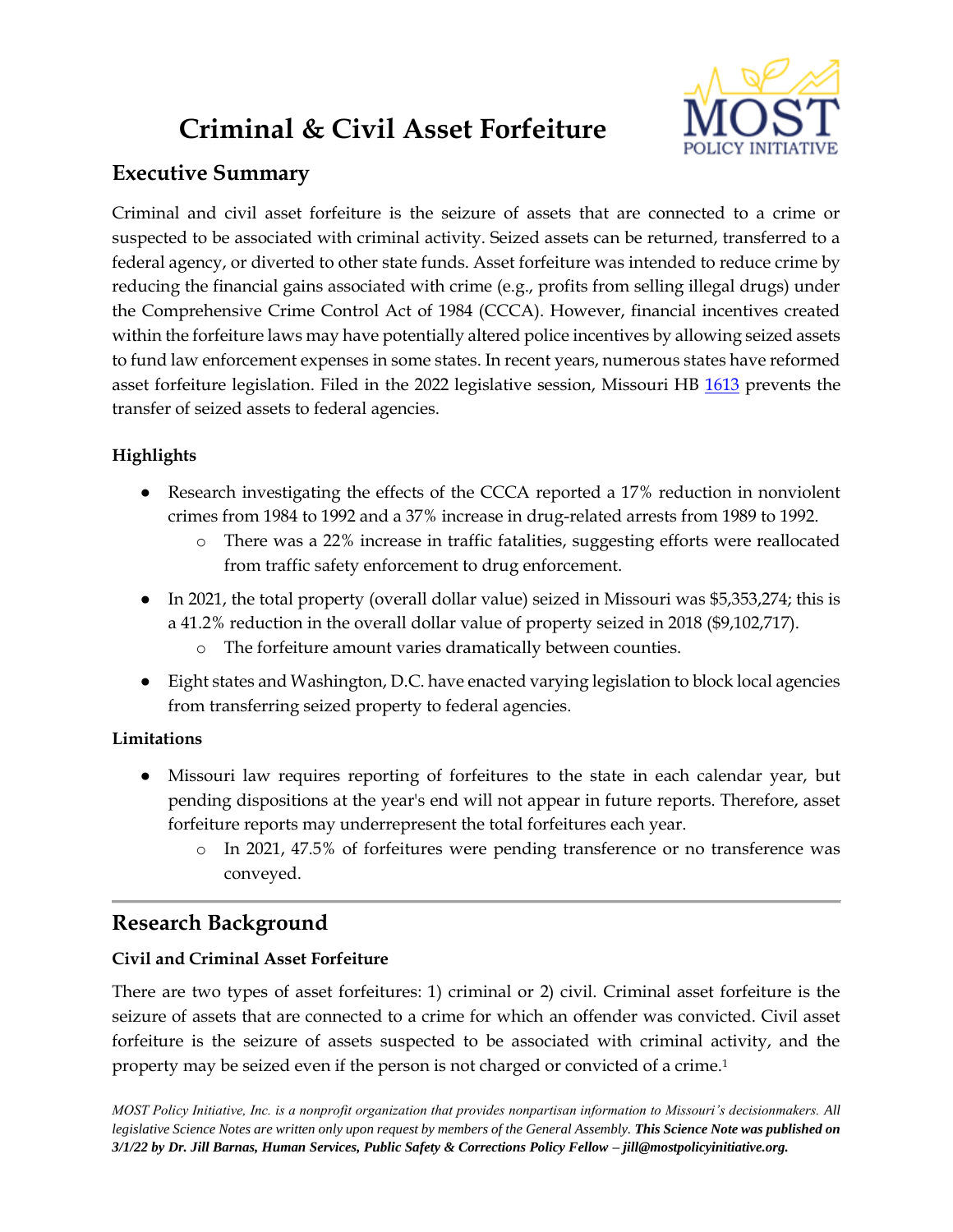# Criminal & Civil Asset Forfeiture

MOST POLICY INITIATIVE

## Executive Summary

Criminal and civil asset forfeiture is the seizure of assets that are connected to a crime or suspected to be associated with criminal activity. Seized assets can be returned, transferred to a federal agency, or diverted to other state funds. Asset forfeiture was intended to reduce crime by reducing the financial gains associated with crime (e.g., profits from selling illegal drugs) under the Comprehensive Crime Control Act of 1984 (CCCA). However, financial incentives created within the forfeiture laws may have potentially altered police incentives by allowing seized assets to fund law enforcement expenses in some states. In recent years, numerous states have reformed asset forfeiture legislation. Filed in the 2022 legislative session, Missouri HB 1613 prevents the transfer of seized assets to federal agencies.

### Highlights

- Research investigating the effects of the CCCA reported a 17% reduction in nonviolent crimes from 1984 to 1992 and a 37% increase in drug-related arrests from 1989 to 1992.
  - There was a 22% increase in traffic fatalities, suggesting efforts were reallocated from traffic safety enforcement to drug enforcement.
- In 2021, the total property (overall dollar value) seized in Missouri was $5,353,274; this is a 41.2% reduction in the overall dollar value of property seized in 2018 ($9,102,717).
  - The forfeiture amount varies dramatically between counties.
- Eight states and Washington, D.C. have enacted varying legislation to block local agencies from transferring seized property to federal agencies.

### Limitations

- Missouri law requires reporting of forfeitures to the state in each calendar year, but pending dispositions at the year's end will not appear in future reports. Therefore, asset forfeiture reports may underrepresent the total forfeitures each year.
  - In 2021, 47.5% of forfeitures were pending transference or no transference was conveyed.

## Research Background

### Civil and Criminal Asset Forfeiture

There are two types of asset forfeitures: 1) criminal or 2) civil. Criminal asset forfeiture is the seizure of assets that are connected to a crime for which an offender was convicted. Civil asset forfeiture is the seizure of assets suspected to be associated with criminal activity, and the property may be seized even if the person is not charged or convicted of a crime.[1]

*MOST Policy Initiative, Inc. is a nonprofit organization that provides nonpartisan information to Missouri's decisionmakers. All legislative Science Notes are written only upon request by members of the General Assembly.* ***This Science Note was published on 3/1/22 by Dr. Jill Barnas, Human Services, Public Safety & Corrections Policy Fellow – jill@mostpolicyinitiative.org.***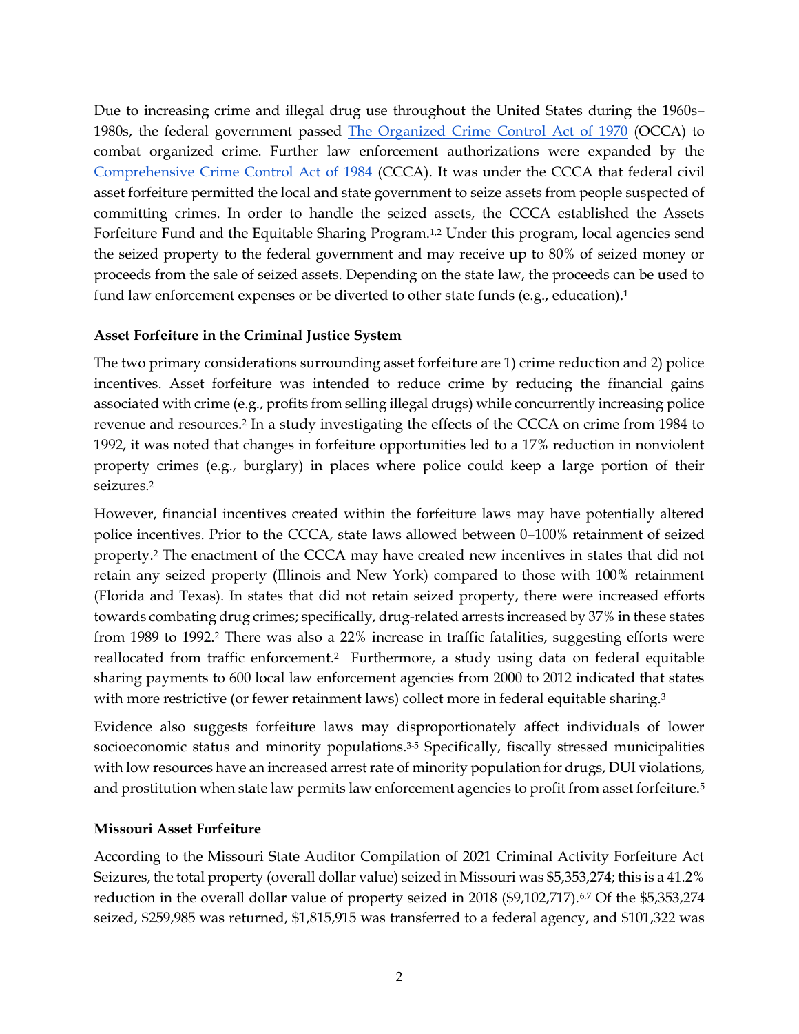Due to increasing crime and illegal drug use throughout the United States during the 1960s–1980s, the federal government passed [The Organized Crime Control Act of 1970](#) (OCCA) to combat organized crime. Further law enforcement authorizations were expanded by the [Comprehensive Crime Control Act of 1984](#) (CCCA). It was under the CCCA that federal civil asset forfeiture permitted the local and state government to seize assets from people suspected of committing crimes. In order to handle the seized assets, the CCCA established the Assets Forfeiture Fund and the Equitable Sharing Program.[1,2] Under this program, local agencies send the seized property to the federal government and may receive up to 80% of seized money or proceeds from the sale of seized assets. Depending on the state law, the proceeds can be used to fund law enforcement expenses or be diverted to other state funds (e.g., education).[1]

**Asset Forfeiture in the Criminal Justice System**

The two primary considerations surrounding asset forfeiture are 1) crime reduction and 2) police incentives. Asset forfeiture was intended to reduce crime by reducing the financial gains associated with crime (e.g., profits from selling illegal drugs) while concurrently increasing police revenue and resources.[2] In a study investigating the effects of the CCCA on crime from 1984 to 1992, it was noted that changes in forfeiture opportunities led to a 17% reduction in nonviolent property crimes (e.g., burglary) in places where police could keep a large portion of their seizures.[2]

However, financial incentives created within the forfeiture laws may have potentially altered police incentives. Prior to the CCCA, state laws allowed between 0–100% retainment of seized property.[2] The enactment of the CCCA may have created new incentives in states that did not retain any seized property (Illinois and New York) compared to those with 100% retainment (Florida and Texas). In states that did not retain seized property, there were increased efforts towards combating drug crimes; specifically, drug-related arrests increased by 37% in these states from 1989 to 1992.[2] There was also a 22% increase in traffic fatalities, suggesting efforts were reallocated from traffic enforcement.[2] Furthermore, a study using data on federal equitable sharing payments to 600 local law enforcement agencies from 2000 to 2012 indicated that states with more restrictive (or fewer retainment laws) collect more in federal equitable sharing.[3]

Evidence also suggests forfeiture laws may disproportionately affect individuals of lower socioeconomic status and minority populations.[3-5] Specifically, fiscally stressed municipalities with low resources have an increased arrest rate of minority population for drugs, DUI violations, and prostitution when state law permits law enforcement agencies to profit from asset forfeiture.[5]

**Missouri Asset Forfeiture**

According to the Missouri State Auditor Compilation of 2021 Criminal Activity Forfeiture Act Seizures, the total property (overall dollar value) seized in Missouri was $5,353,274; this is a 41.2% reduction in the overall dollar value of property seized in 2018 ($9,102,717).[6,7] Of the $5,353,274 seized, $259,985 was returned, $1,815,915 was transferred to a federal agency, and $101,322 was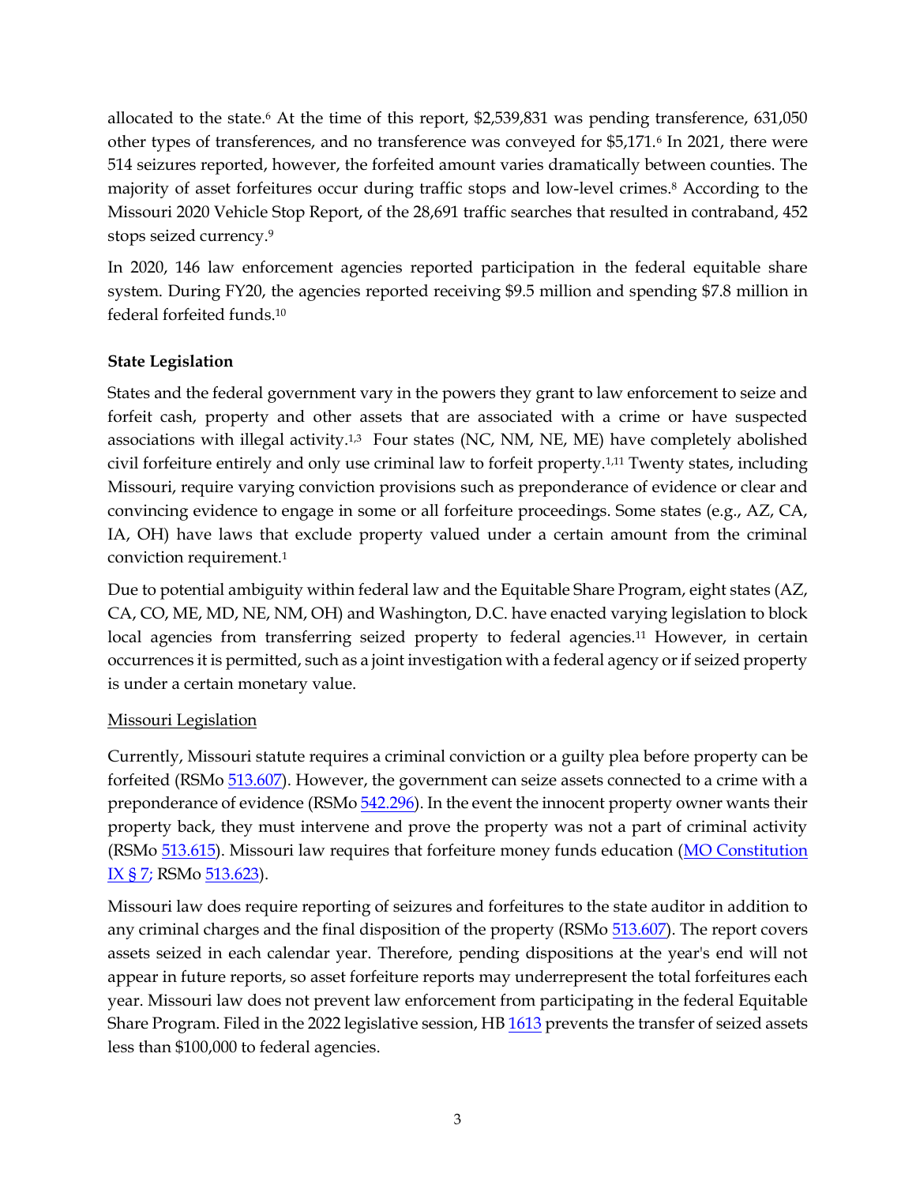allocated to the state.[6] At the time of this report, $2,539,831 was pending transference, 631,050 other types of transferences, and no transference was conveyed for $5,171.[6] In 2021, there were 514 seizures reported, however, the forfeited amount varies dramatically between counties. The majority of asset forfeitures occur during traffic stops and low-level crimes.[8] According to the Missouri 2020 Vehicle Stop Report, of the 28,691 traffic searches that resulted in contraband, 452 stops seized currency.[9]

In 2020, 146 law enforcement agencies reported participation in the federal equitable share system. During FY20, the agencies reported receiving $9.5 million and spending $7.8 million in federal forfeited funds.[10]

**State Legislation**

States and the federal government vary in the powers they grant to law enforcement to seize and forfeit cash, property and other assets that are associated with a crime or have suspected associations with illegal activity.[1,3] Four states (NC, NM, NE, ME) have completely abolished civil forfeiture entirely and only use criminal law to forfeit property.[1,11] Twenty states, including Missouri, require varying conviction provisions such as preponderance of evidence or clear and convincing evidence to engage in some or all forfeiture proceedings. Some states (e.g., AZ, CA, IA, OH) have laws that exclude property valued under a certain amount from the criminal conviction requirement.[1]

Due to potential ambiguity within federal law and the Equitable Share Program, eight states (AZ, CA, CO, ME, MD, NE, NM, OH) and Washington, D.C. have enacted varying legislation to block local agencies from transferring seized property to federal agencies.[11] However, in certain occurrences it is permitted, such as a joint investigation with a federal agency or if seized property is under a certain monetary value.

Missouri Legislation

Currently, Missouri statute requires a criminal conviction or a guilty plea before property can be forfeited (RSMo 513.607). However, the government can seize assets connected to a crime with a preponderance of evidence (RSMo 542.296). In the event the innocent property owner wants their property back, they must intervene and prove the property was not a part of criminal activity (RSMo 513.615). Missouri law requires that forfeiture money funds education (MO Constitution IX § 7; RSMo 513.623).

Missouri law does require reporting of seizures and forfeitures to the state auditor in addition to any criminal charges and the final disposition of the property (RSMo 513.607). The report covers assets seized in each calendar year. Therefore, pending dispositions at the year's end will not appear in future reports, so asset forfeiture reports may underrepresent the total forfeitures each year. Missouri law does not prevent law enforcement from participating in the federal Equitable Share Program. Filed in the 2022 legislative session, HB 1613 prevents the transfer of seized assets less than $100,000 to federal agencies.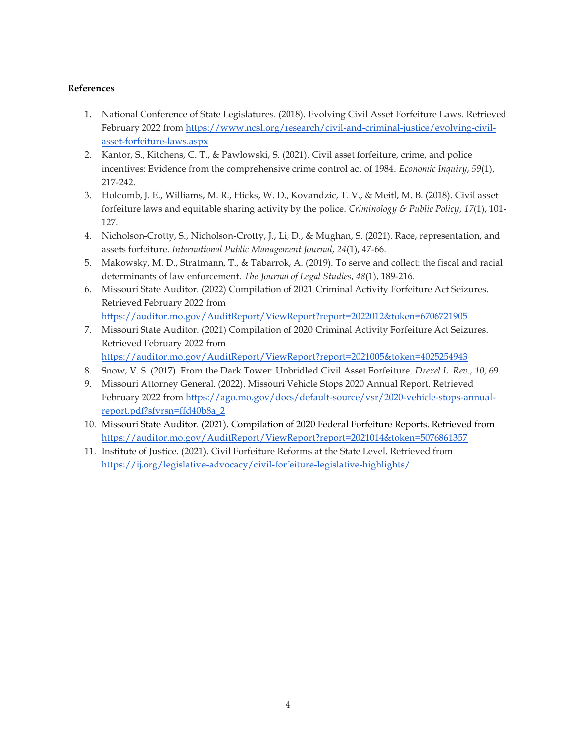**References**

1. National Conference of State Legislatures. (2018). Evolving Civil Asset Forfeiture Laws. Retrieved February 2022 from https://www.ncsl.org/research/civil-and-criminal-justice/evolving-civil-asset-forfeiture-laws.aspx
2. Kantor, S., Kitchens, C. T., & Pawlowski, S. (2021). Civil asset forfeiture, crime, and police incentives: Evidence from the comprehensive crime control act of 1984. *Economic Inquiry*, *59*(1), 217-242.
3. Holcomb, J. E., Williams, M. R., Hicks, W. D., Kovandzic, T. V., & Meitl, M. B. (2018). Civil asset forfeiture laws and equitable sharing activity by the police. *Criminology & Public Policy*, *17*(1), 101-127.
4. Nicholson-Crotty, S., Nicholson-Crotty, J., Li, D., & Mughan, S. (2021). Race, representation, and assets forfeiture. *International Public Management Journal*, *24*(1), 47-66.
5. Makowsky, M. D., Stratmann, T., & Tabarrok, A. (2019). To serve and collect: the fiscal and racial determinants of law enforcement. *The Journal of Legal Studies*, *48*(1), 189-216.
6. Missouri State Auditor. (2022) Compilation of 2021 Criminal Activity Forfeiture Act Seizures. Retrieved February 2022 from https://auditor.mo.gov/AuditReport/ViewReport?report=2022012&token=6706721905
7. Missouri State Auditor. (2021) Compilation of 2020 Criminal Activity Forfeiture Act Seizures. Retrieved February 2022 from https://auditor.mo.gov/AuditReport/ViewReport?report=2021005&token=4025254943
8. Snow, V. S. (2017). From the Dark Tower: Unbridled Civil Asset Forfeiture. *Drexel L. Rev.*, *10*, 69.
9. Missouri Attorney General. (2022). Missouri Vehicle Stops 2020 Annual Report. Retrieved February 2022 from https://ago.mo.gov/docs/default-source/vsr/2020-vehicle-stops-annual-report.pdf?sfvrsn=ffd40b8a_2
10. Missouri State Auditor. (2021). Compilation of 2020 Federal Forfeiture Reports. Retrieved from https://auditor.mo.gov/AuditReport/ViewReport?report=2021014&token=5076861357
11. Institute of Justice. (2021). Civil Forfeiture Reforms at the State Level. Retrieved from https://ij.org/legislative-advocacy/civil-forfeiture-legislative-highlights/